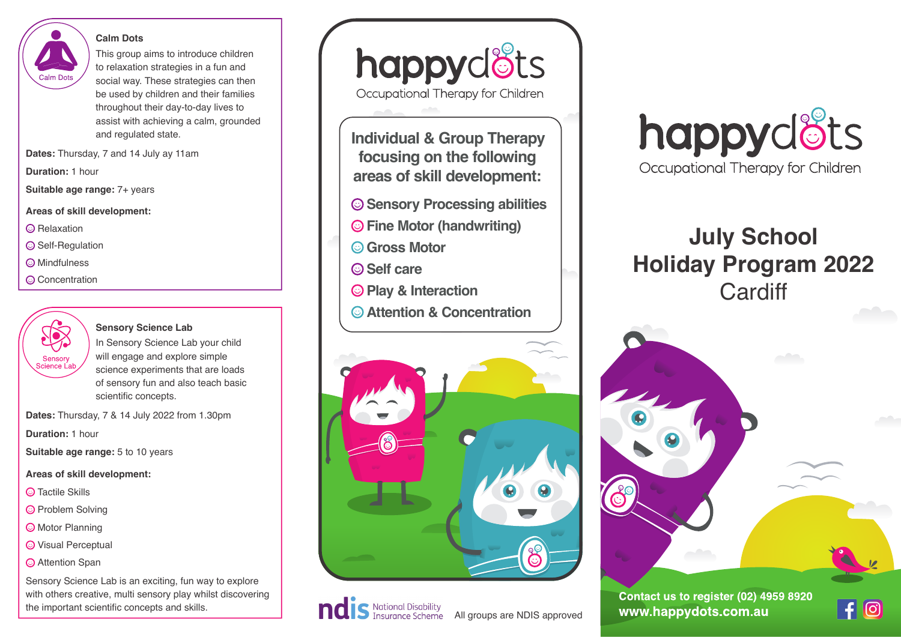## Calm Dots

Calm Dots

This group aims to introduce children to relaxation strategies in a fun and social way. These strategies can then be used by children and their families throughout their day-to-day lives to assist with achieving a calm, grounded and regulated state.

**Dates:** Thursday, 7 and 14 July ay 11am

**Duration:** 1 hour

**Suitable age range:** 7+ years

**Areas of skill development:**

- Relaxation
- Self-Regulation
- Mindfulness
- Concentration

## Sensory Science Lab

Sensory Science Lab

In Sensory Science Lab your child will engage and explore simple science experiments that are loads of sensory fun and also teach basic scientific concepts.

**Dates:** Thursday, 7 & 14 July 2022 from 1.30pm

**Duration:** 1 hour

**Suitable age range:** 5 to 10 years

**Areas of skill development:**

- Tactile Skills
- Problem Solving
- Motor Planning
- Visual Perceptual
- Attention Span

Sensory Science Lab is an exciting, fun way to explore with others creative, multi sensory play whilst discovering the important scientific concepts and skills.

# happydots

Occupational Therapy for Children

## Individual & Group Therapy focusing on the following areas of skill development:

- Sensory Processing abilities
- Fine Motor (handwriting)
- Gross Motor
- Self care
- Play & Interaction
- Attention & Concentration

ndis National Disability Insurance Scheme

All groups are NDIS approved

# happydots

Occupational Therapy for Children

# July School Holiday Program 2022

## Cardiff

**Contact us to register (02) 4959 8920**

**www.happydots.com.au**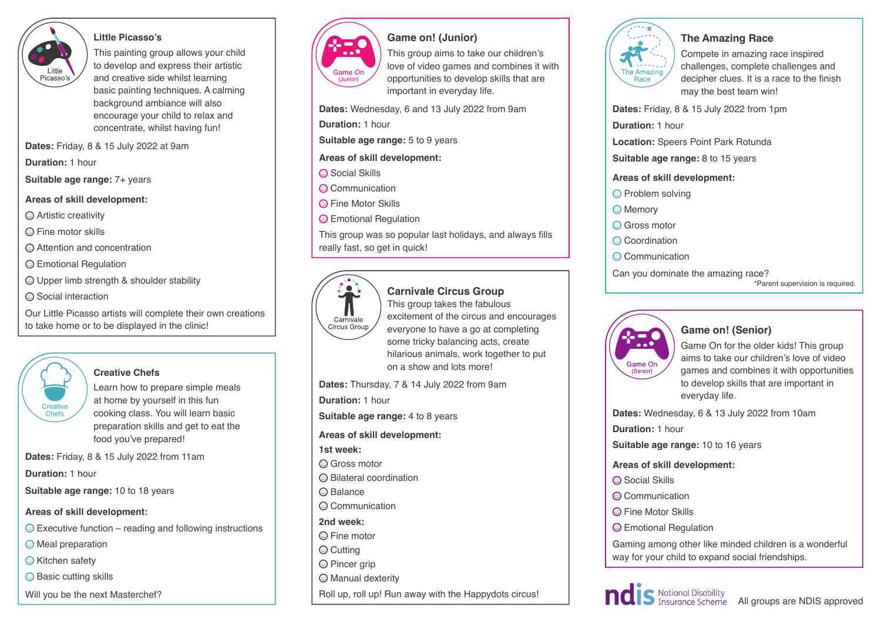### Little Picasso's

This painting group allows your child to develop and express their artistic and creative side whilst learning basic painting techniques. A calming background ambiance will also encourage your child to relax and concentrate, whilst having fun!

**Dates:** Friday, 8 & 15 July 2022 at 9am

**Duration:** 1 hour

**Suitable age range:** 7+ years

**Areas of skill development:**

- Artistic creativity
- Fine motor skills
- Attention and concentration
- Emotional Regulation
- Upper limb strength & shoulder stability
- Social interaction

Our Little Picasso artists will complete their own creations to take home or to be displayed in the clinic!

### Creative Chefs

Learn how to prepare simple meals at home by yourself in this fun cooking class. You will learn basic preparation skills and get to eat the food you've prepared!

**Dates:** Friday, 8 & 15 July 2022 from 11am

**Duration:** 1 hour

**Suitable age range:** 10 to 18 years

**Areas of skill development:**

- Executive function – reading and following instructions
- Meal preparation
- Kitchen safety
- Basic cutting skills

Will you be the next Masterchef?

### Game on! (Junior)

This group aims to take our children's love of video games and combines it with opportunities to develop skills that are important in everyday life.

**Dates:** Wednesday, 6 and 13 July 2022 from 9am

**Duration:** 1 hour

**Suitable age range:** 5 to 9 years

**Areas of skill development:**

- Social Skills
- Communication
- Fine Motor Skills
- Emotional Regulation

This group was so popular last holidays, and always fills really fast, so get in quick!

### Carnivale Circus Group

This group takes the fabulous excitement of the circus and encourages everyone to have a go at completing some tricky balancing acts, create hilarious animals, work together to put on a show and lots more!

**Dates:** Thursday, 7 & 14 July 2022 from 9am

**Duration:** 1 hour

**Suitable age range:** 4 to 8 years

**Areas of skill development:**

**1st week:**

- Gross motor
- Bilateral coordination
- Balance
- Communication

**2nd week:**

- Fine motor
- Cutting
- Pincer grip
- Manual dexterity

Roll up, roll up! Run away with the Happydots circus!

### The Amazing Race

Compete in amazing race inspired challenges, complete challenges and decipher clues. It is a race to the finish may the best team win!

**Dates:** Friday, 8 & 15 July 2022 from 1pm

**Duration:** 1 hour

**Location:** Speers Point Park Rotunda

**Suitable age range:** 8 to 15 years

**Areas of skill development:**

- Problem solving
- Memory
- Gross motor
- Coordination
- Communication

Can you dominate the amazing race?

*Parent supervision is required.

### Game on! (Senior)

Game On for the older kids! This group aims to take our children's love of video games and combines it with opportunities to develop skills that are important in everyday life.

**Dates:** Wednesday, 6 & 13 July 2022 from 10am

**Duration:** 1 hour

**Suitable age range:** 10 to 16 years

**Areas of skill development:**

- Social Skills
- Communication
- Fine Motor Skills
- Emotional Regulation

Gaming among other like minded children is a wonderful way for your child to expand social friendships.

ndis National Disability Insurance Scheme — All groups are NDIS approved